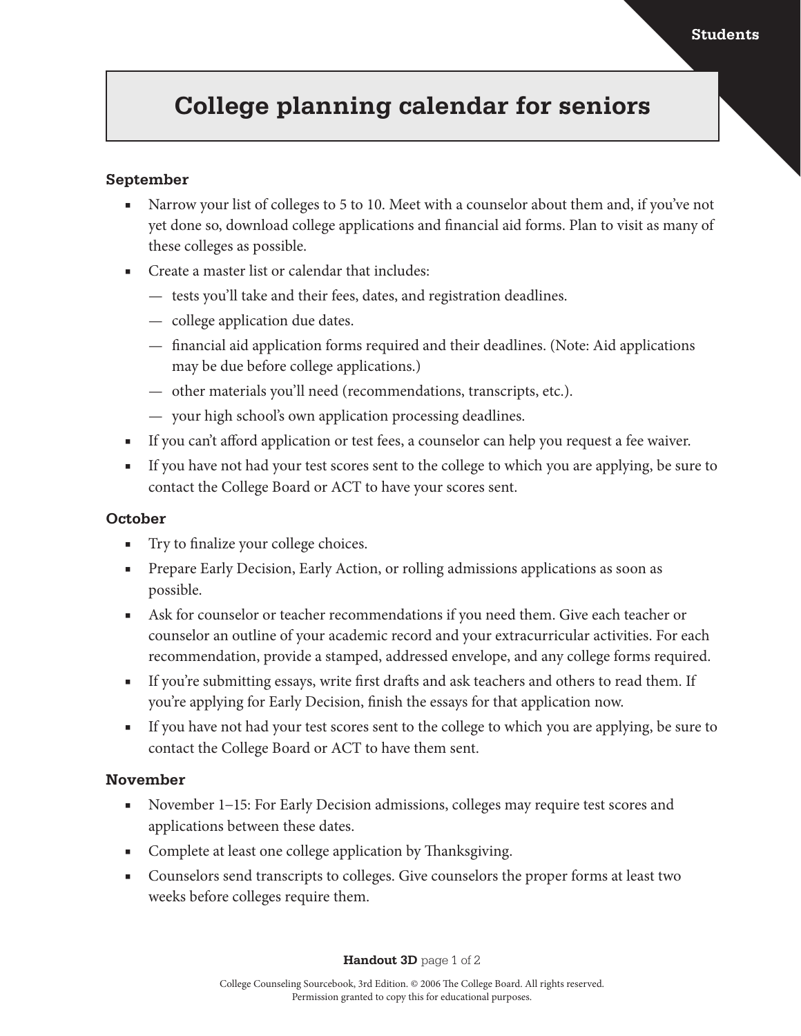# College planning calendar for seniors

### September

- Narrow your list of colleges to 5 to 10. Meet with a counselor about them and, if you've not yet done so, download college applications and financial aid forms. Plan to visit as many of these colleges as possible.
- Create a master list or calendar that includes:
  - tests you'll take and their fees, dates, and registration deadlines.
  - college application due dates.
  - financial aid application forms required and their deadlines. (Note: Aid applications may be due before college applications.)
  - other materials you'll need (recommendations, transcripts, etc.).
  - your high school's own application processing deadlines.
- If you can't afford application or test fees, a counselor can help you request a fee waiver.
- If you have not had your test scores sent to the college to which you are applying, be sure to contact the College Board or ACT to have your scores sent.

### October

- Try to finalize your college choices.
- Prepare Early Decision, Early Action, or rolling admissions applications as soon as possible.
- Ask for counselor or teacher recommendations if you need them. Give each teacher or counselor an outline of your academic record and your extracurricular activities. For each recommendation, provide a stamped, addressed envelope, and any college forms required.
- If you're submitting essays, write first drafts and ask teachers and others to read them. If you're applying for Early Decision, finish the essays for that application now.
- If you have not had your test scores sent to the college to which you are applying, be sure to contact the College Board or ACT to have them sent.

### November

- November 1–15: For Early Decision admissions, colleges may require test scores and applications between these dates.
- Complete at least one college application by Thanksgiving.
- Counselors send transcripts to colleges. Give counselors the proper forms at least two weeks before colleges require them.

College Counseling Sourcebook, 3rd Edition. © 2006 The College Board. All rights reserved.
Permission granted to copy this for educational purposes.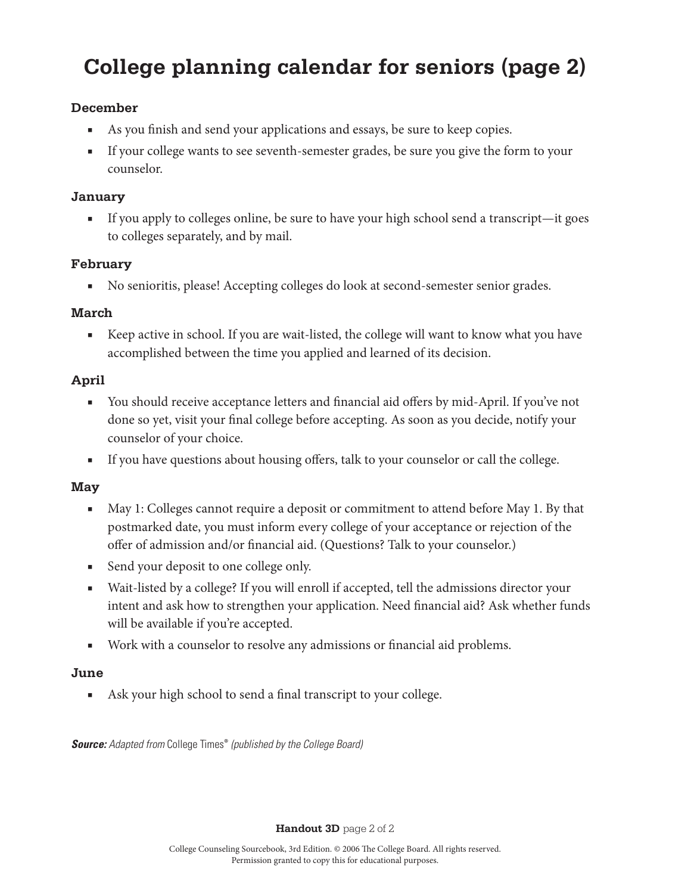# College planning calendar for seniors (page 2)

### December

- As you finish and send your applications and essays, be sure to keep copies.
- If your college wants to see seventh-semester grades, be sure you give the form to your counselor.

### January

- If you apply to colleges online, be sure to have your high school send a transcript—it goes to colleges separately, and by mail.

### February

- No senioritis, please! Accepting colleges do look at second-semester senior grades.

### March

- Keep active in school. If you are wait-listed, the college will want to know what you have accomplished between the time you applied and learned of its decision.

### April

- You should receive acceptance letters and financial aid offers by mid-April. If you've not done so yet, visit your final college before accepting. As soon as you decide, notify your counselor of your choice.
- If you have questions about housing offers, talk to your counselor or call the college.

### May

- May 1: Colleges cannot require a deposit or commitment to attend before May 1. By that postmarked date, you must inform every college of your acceptance or rejection of the offer of admission and/or financial aid. (Questions? Talk to your counselor.)
- Send your deposit to one college only.
- Wait-listed by a college? If you will enroll if accepted, tell the admissions director your intent and ask how to strengthen your application. Need financial aid? Ask whether funds will be available if you're accepted.
- Work with a counselor to resolve any admissions or financial aid problems.

### June

- Ask your high school to send a final transcript to your college.

***Source:*** *Adapted from* College Times® *(published by the College Board)*

**Handout 3D**

College Counseling Sourcebook, 3rd Edition. © 2006 The College Board. All rights reserved.
Permission granted to copy this for educational purposes.